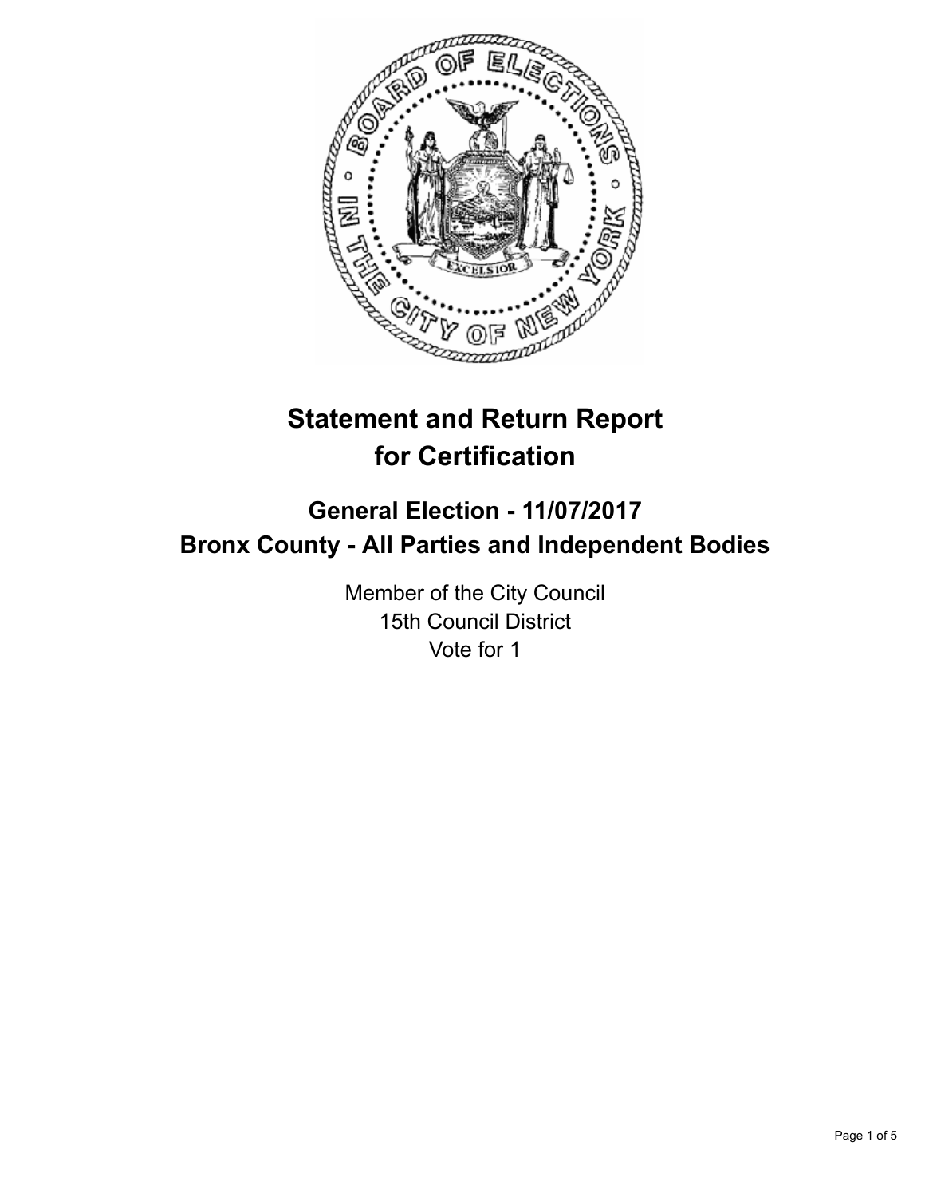# Statement and Return Report for Certification

## General Election - 11/07/2017
## Bronx County - All Parties and Independent Bodies

Member of the City Council
15th Council District
Vote for 1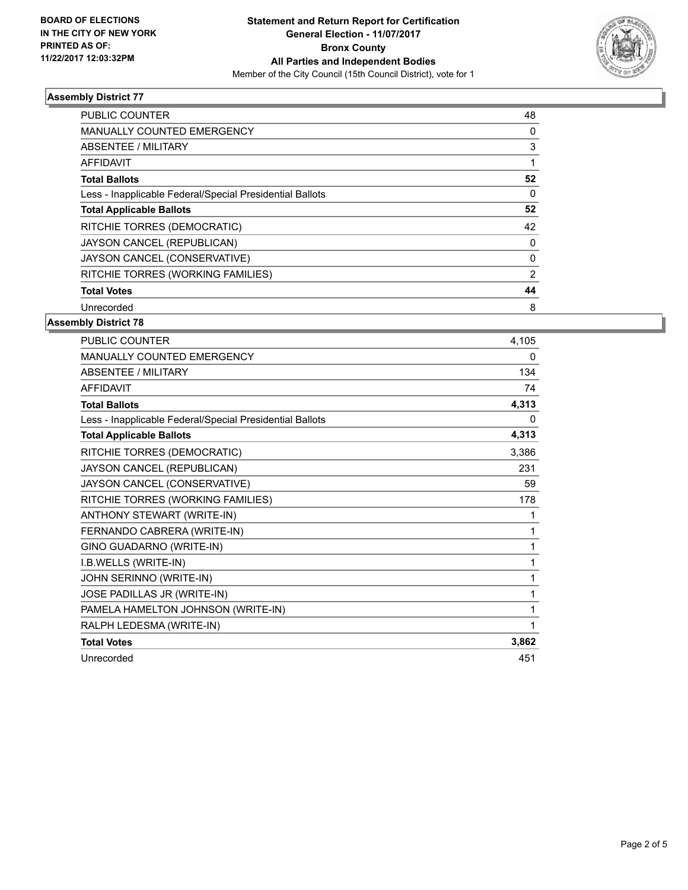BOARD OF ELECTIONS
IN THE CITY OF NEW YORK
PRINTED AS OF:
11/22/2017 12:03:32PM

**Statement and Return Report for Certification**
**General Election - 11/07/2017**
**Bronx County**
**All Parties and Independent Bodies**
Member of the City Council (15th Council District), vote for 1

### Assembly District 77

| | |
|---|---|
| PUBLIC COUNTER | 48 |
| MANUALLY COUNTED EMERGENCY | 0 |
| ABSENTEE / MILITARY | 3 |
| AFFIDAVIT | 1 |
| **Total Ballots** | **52** |
| Less - Inapplicable Federal/Special Presidential Ballots | 0 |
| **Total Applicable Ballots** | **52** |
| RITCHIE TORRES (DEMOCRATIC) | 42 |
| JAYSON CANCEL (REPUBLICAN) | 0 |
| JAYSON CANCEL (CONSERVATIVE) | 0 |
| RITCHIE TORRES (WORKING FAMILIES) | 2 |
| **Total Votes** | **44** |
| Unrecorded | 8 |

### Assembly District 78

| | |
|---|---|
| PUBLIC COUNTER | 4,105 |
| MANUALLY COUNTED EMERGENCY | 0 |
| ABSENTEE / MILITARY | 134 |
| AFFIDAVIT | 74 |
| **Total Ballots** | **4,313** |
| Less - Inapplicable Federal/Special Presidential Ballots | 0 |
| **Total Applicable Ballots** | **4,313** |
| RITCHIE TORRES (DEMOCRATIC) | 3,386 |
| JAYSON CANCEL (REPUBLICAN) | 231 |
| JAYSON CANCEL (CONSERVATIVE) | 59 |
| RITCHIE TORRES (WORKING FAMILIES) | 178 |
| ANTHONY STEWART (WRITE-IN) | 1 |
| FERNANDO CABRERA (WRITE-IN) | 1 |
| GINO GUADARNO (WRITE-IN) | 1 |
| I.B.WELLS (WRITE-IN) | 1 |
| JOHN SERINNO (WRITE-IN) | 1 |
| JOSE PADILLAS JR (WRITE-IN) | 1 |
| PAMELA HAMELTON JOHNSON (WRITE-IN) | 1 |
| RALPH LEDESMA (WRITE-IN) | 1 |
| **Total Votes** | **3,862** |
| Unrecorded | 451 |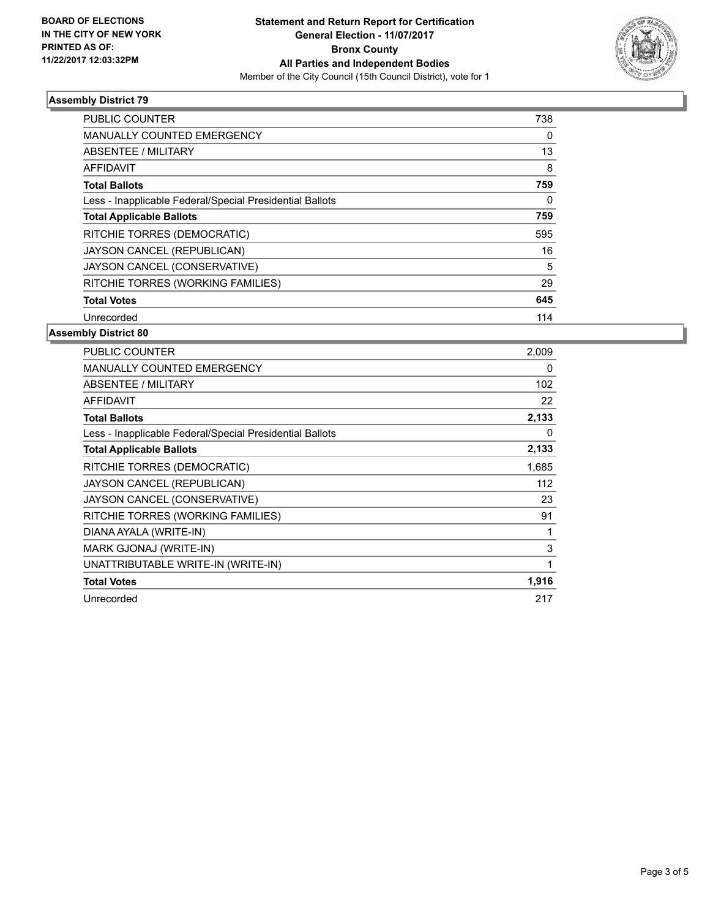**BOARD OF ELECTIONS**
**IN THE CITY OF NEW YORK**
**PRINTED AS OF:**
**11/22/2017 12:03:32PM**

**Statement and Return Report for Certification**
**General Election - 11/07/2017**
**Bronx County**
**All Parties and Independent Bodies**
Member of the City Council (15th Council District), vote for 1

### Assembly District 79

| | |
|---|---|
| PUBLIC COUNTER | 738 |
| MANUALLY COUNTED EMERGENCY | 0 |
| ABSENTEE / MILITARY | 13 |
| AFFIDAVIT | 8 |
| **Total Ballots** | **759** |
| Less - Inapplicable Federal/Special Presidential Ballots | 0 |
| **Total Applicable Ballots** | **759** |
| RITCHIE TORRES (DEMOCRATIC) | 595 |
| JAYSON CANCEL (REPUBLICAN) | 16 |
| JAYSON CANCEL (CONSERVATIVE) | 5 |
| RITCHIE TORRES (WORKING FAMILIES) | 29 |
| **Total Votes** | **645** |
| Unrecorded | 114 |

### Assembly District 80

| | |
|---|---|
| PUBLIC COUNTER | 2,009 |
| MANUALLY COUNTED EMERGENCY | 0 |
| ABSENTEE / MILITARY | 102 |
| AFFIDAVIT | 22 |
| **Total Ballots** | **2,133** |
| Less - Inapplicable Federal/Special Presidential Ballots | 0 |
| **Total Applicable Ballots** | **2,133** |
| RITCHIE TORRES (DEMOCRATIC) | 1,685 |
| JAYSON CANCEL (REPUBLICAN) | 112 |
| JAYSON CANCEL (CONSERVATIVE) | 23 |
| RITCHIE TORRES (WORKING FAMILIES) | 91 |
| DIANA AYALA (WRITE-IN) | 1 |
| MARK GJONAJ (WRITE-IN) | 3 |
| UNATTRIBUTABLE WRITE-IN (WRITE-IN) | 1 |
| **Total Votes** | **1,916** |
| Unrecorded | 217 |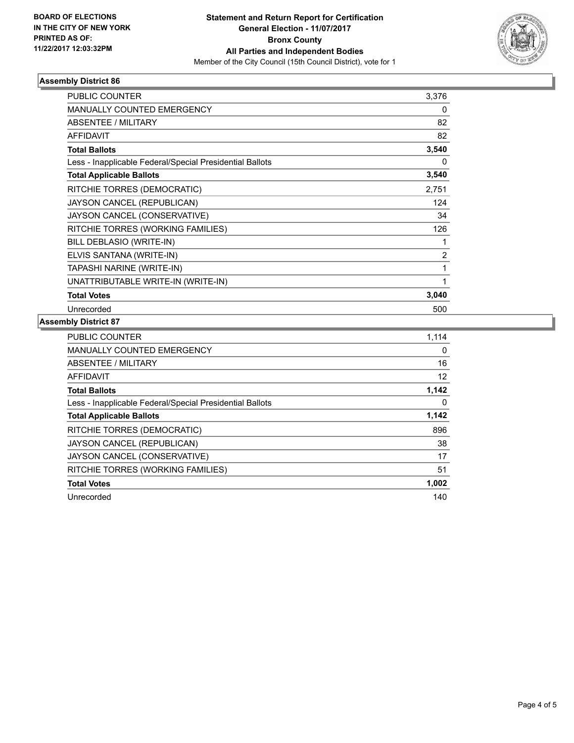**BOARD OF ELECTIONS IN THE CITY OF NEW YORK PRINTED AS OF: 11/22/2017 12:03:32PM**

# Statement and Return Report for Certification
## General Election - 11/07/2017
## Bronx County
## All Parties and Independent Bodies
Member of the City Council (15th Council District), vote for 1

### Assembly District 86

| | |
|---|---|
| PUBLIC COUNTER | 3,376 |
| MANUALLY COUNTED EMERGENCY | 0 |
| ABSENTEE / MILITARY | 82 |
| AFFIDAVIT | 82 |
| **Total Ballots** | **3,540** |
| Less - Inapplicable Federal/Special Presidential Ballots | 0 |
| **Total Applicable Ballots** | **3,540** |
| RITCHIE TORRES (DEMOCRATIC) | 2,751 |
| JAYSON CANCEL (REPUBLICAN) | 124 |
| JAYSON CANCEL (CONSERVATIVE) | 34 |
| RITCHIE TORRES (WORKING FAMILIES) | 126 |
| BILL DEBLASIO (WRITE-IN) | 1 |
| ELVIS SANTANA (WRITE-IN) | 2 |
| TAPASHI NARINE (WRITE-IN) | 1 |
| UNATTRIBUTABLE WRITE-IN (WRITE-IN) | 1 |
| **Total Votes** | **3,040** |
| Unrecorded | 500 |

### Assembly District 87

| | |
|---|---|
| PUBLIC COUNTER | 1,114 |
| MANUALLY COUNTED EMERGENCY | 0 |
| ABSENTEE / MILITARY | 16 |
| AFFIDAVIT | 12 |
| **Total Ballots** | **1,142** |
| Less - Inapplicable Federal/Special Presidential Ballots | 0 |
| **Total Applicable Ballots** | **1,142** |
| RITCHIE TORRES (DEMOCRATIC) | 896 |
| JAYSON CANCEL (REPUBLICAN) | 38 |
| JAYSON CANCEL (CONSERVATIVE) | 17 |
| RITCHIE TORRES (WORKING FAMILIES) | 51 |
| **Total Votes** | **1,002** |
| Unrecorded | 140 |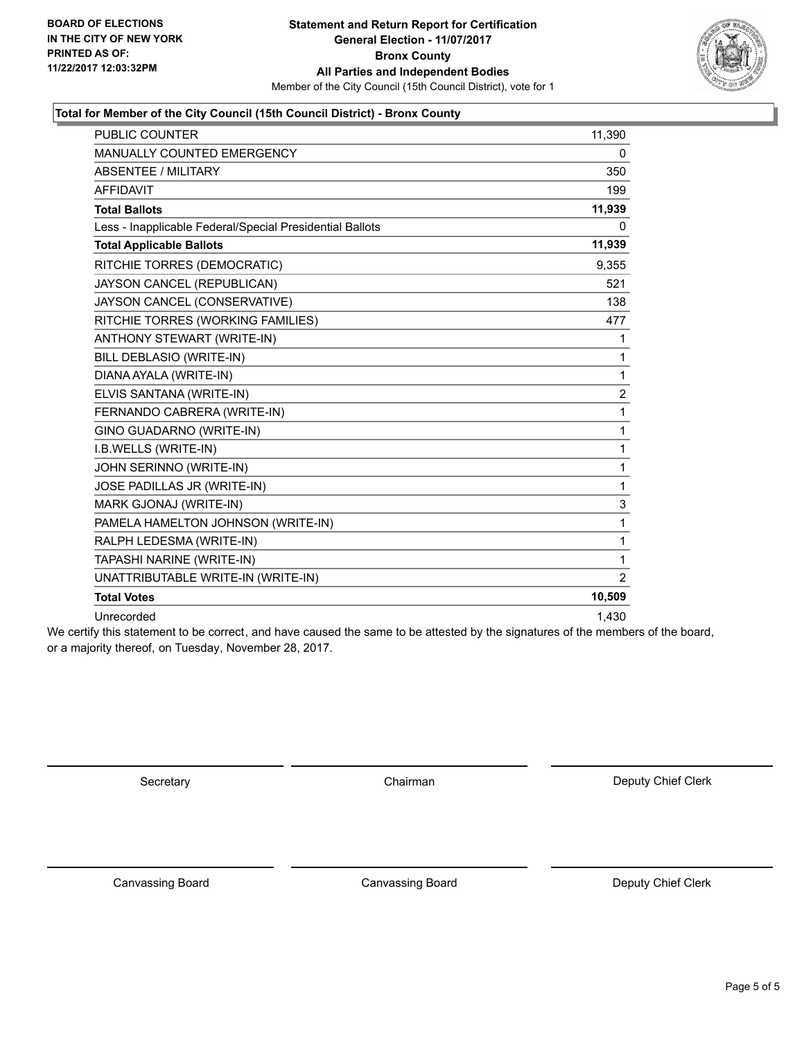**BOARD OF ELECTIONS IN THE CITY OF NEW YORK PRINTED AS OF: 11/22/2017 12:03:32PM**

**Statement and Return Report for Certification**
**General Election - 11/07/2017**
**Bronx County**
**All Parties and Independent Bodies**
Member of the City Council (15th Council District), vote for 1

**Total for Member of the City Council (15th Council District) - Bronx County**

| | |
|---|---|
| PUBLIC COUNTER | 11,390 |
| MANUALLY COUNTED EMERGENCY | 0 |
| ABSENTEE / MILITARY | 350 |
| AFFIDAVIT | 199 |
| **Total Ballots** | **11,939** |
| Less - Inapplicable Federal/Special Presidential Ballots | 0 |
| **Total Applicable Ballots** | **11,939** |
| RITCHIE TORRES (DEMOCRATIC) | 9,355 |
| JAYSON CANCEL (REPUBLICAN) | 521 |
| JAYSON CANCEL (CONSERVATIVE) | 138 |
| RITCHIE TORRES (WORKING FAMILIES) | 477 |
| ANTHONY STEWART (WRITE-IN) | 1 |
| BILL DEBLASIO (WRITE-IN) | 1 |
| DIANA AYALA (WRITE-IN) | 1 |
| ELVIS SANTANA (WRITE-IN) | 2 |
| FERNANDO CABRERA (WRITE-IN) | 1 |
| GINO GUADARNO (WRITE-IN) | 1 |
| I.B.WELLS (WRITE-IN) | 1 |
| JOHN SERINNO (WRITE-IN) | 1 |
| JOSE PADILLAS JR (WRITE-IN) | 1 |
| MARK GJONAJ (WRITE-IN) | 3 |
| PAMELA HAMELTON JOHNSON (WRITE-IN) | 1 |
| RALPH LEDESMA (WRITE-IN) | 1 |
| TAPASHI NARINE (WRITE-IN) | 1 |
| UNATTRIBUTABLE WRITE-IN (WRITE-IN) | 2 |
| **Total Votes** | **10,509** |
| Unrecorded | 1,430 |

We certify this statement to be correct, and have caused the same to be attested by the signatures of the members of the board, or a majority thereof, on Tuesday, November 28, 2017.

Secretary | Chairman | Deputy Chief Clerk

Canvassing Board | Canvassing Board | Deputy Chief Clerk